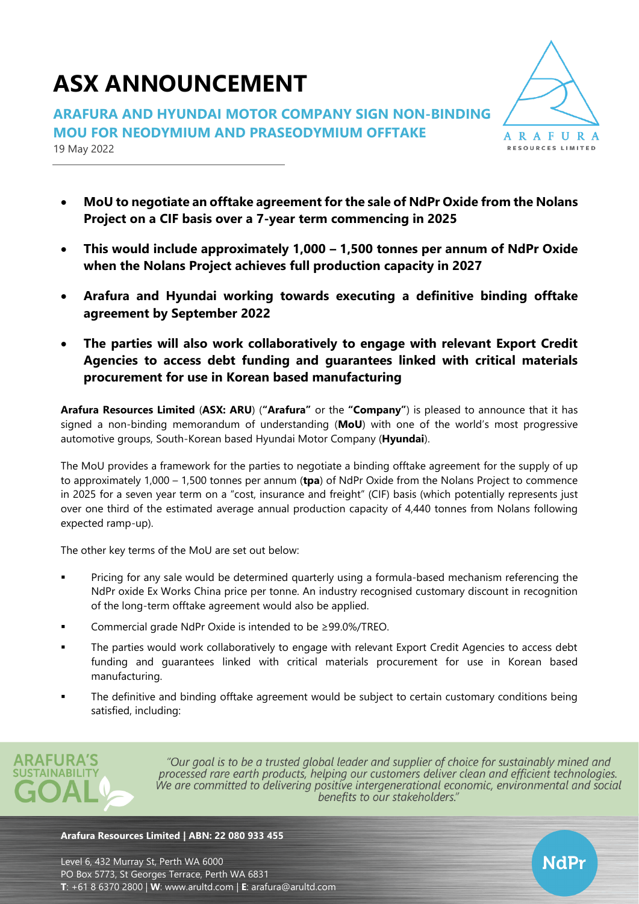# ASX ANNOUNCEMENT

## ARAFURA AND HYUNDAI MOTOR COMPANY SIGN NON-BINDING MOU FOR NEODYMIUM AND PRASEODYMIUM OFFTAKE

19 May 2022

- **MoU to negotiate an offtake agreement for the sale of NdPr Oxide from the Nolans Project on a CIF basis over a 7-year term commencing in 2025**
- **This would include approximately 1,000 – 1,500 tonnes per annum of NdPr Oxide when the Nolans Project achieves full production capacity in 2027**
- **Arafura and Hyundai working towards executing a definitive binding offtake agreement by September 2022**
- **The parties will also work collaboratively to engage with relevant Export Credit Agencies to access debt funding and guarantees linked with critical materials procurement for use in Korean based manufacturing**

**Arafura Resources Limited** (**ASX: ARU**) (**"Arafura"** or the **"Company"**) is pleased to announce that it has signed a non-binding memorandum of understanding (**MoU**) with one of the world's most progressive automotive groups, South-Korean based Hyundai Motor Company (**Hyundai**).

The MoU provides a framework for the parties to negotiate a binding offtake agreement for the supply of up to approximately 1,000 – 1,500 tonnes per annum (**tpa**) of NdPr Oxide from the Nolans Project to commence in 2025 for a seven year term on a "cost, insurance and freight" (CIF) basis (which potentially represents just over one third of the estimated average annual production capacity of 4,440 tonnes from Nolans following expected ramp-up).

The other key terms of the MoU are set out below:

- Pricing for any sale would be determined quarterly using a formula-based mechanism referencing the NdPr oxide Ex Works China price per tonne. An industry recognised customary discount in recognition of the long-term offtake agreement would also be applied.
- Commercial grade NdPr Oxide is intended to be ≥99.0%/TREO.
- The parties would work collaboratively to engage with relevant Export Credit Agencies to access debt funding and guarantees linked with critical materials procurement for use in Korean based manufacturing.
- The definitive and binding offtake agreement would be subject to certain customary conditions being satisfied, including: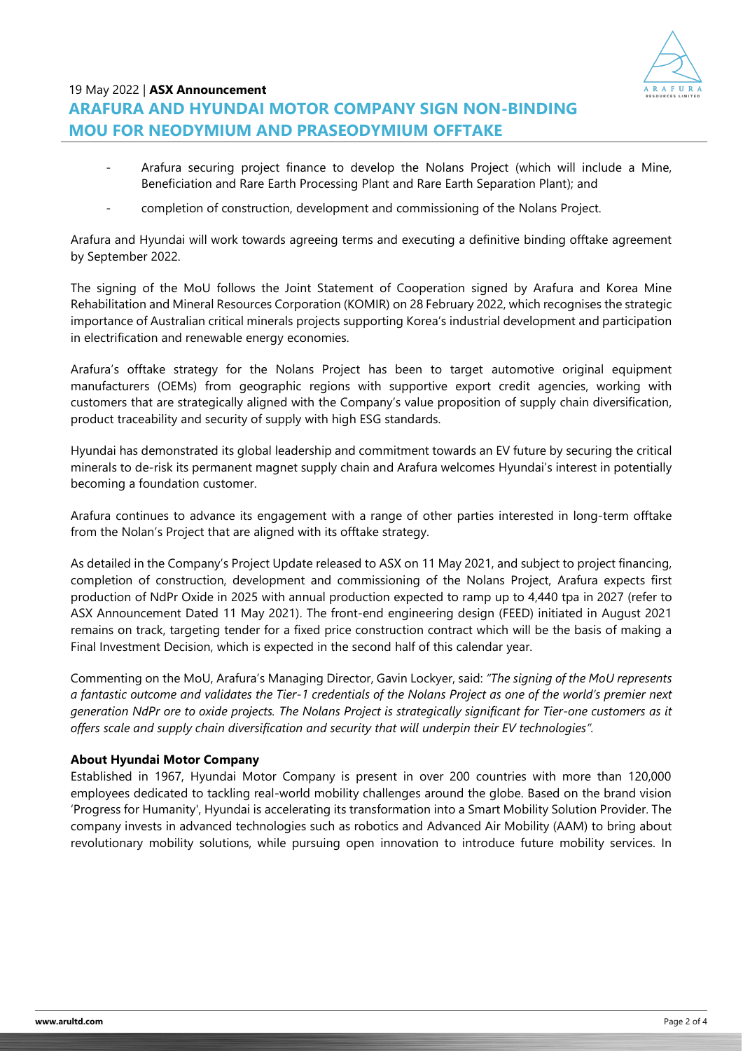- Arafura securing project finance to develop the Nolans Project (which will include a Mine, Beneficiation and Rare Earth Processing Plant and Rare Earth Separation Plant); and
- completion of construction, development and commissioning of the Nolans Project.

Arafura and Hyundai will work towards agreeing terms and executing a definitive binding offtake agreement by September 2022.

The signing of the MoU follows the Joint Statement of Cooperation signed by Arafura and Korea Mine Rehabilitation and Mineral Resources Corporation (KOMIR) on 28 February 2022, which recognises the strategic importance of Australian critical minerals projects supporting Korea's industrial development and participation in electrification and renewable energy economies.

Arafura's offtake strategy for the Nolans Project has been to target automotive original equipment manufacturers (OEMs) from geographic regions with supportive export credit agencies, working with customers that are strategically aligned with the Company's value proposition of supply chain diversification, product traceability and security of supply with high ESG standards.

Hyundai has demonstrated its global leadership and commitment towards an EV future by securing the critical minerals to de-risk its permanent magnet supply chain and Arafura welcomes Hyundai's interest in potentially becoming a foundation customer.

Arafura continues to advance its engagement with a range of other parties interested in long-term offtake from the Nolan's Project that are aligned with its offtake strategy.

As detailed in the Company's Project Update released to ASX on 11 May 2021, and subject to project financing, completion of construction, development and commissioning of the Nolans Project, Arafura expects first production of NdPr Oxide in 2025 with annual production expected to ramp up to 4,440 tpa in 2027 (refer to ASX Announcement Dated 11 May 2021). The front-end engineering design (FEED) initiated in August 2021 remains on track, targeting tender for a fixed price construction contract which will be the basis of making a Final Investment Decision, which is expected in the second half of this calendar year.

Commenting on the MoU, Arafura's Managing Director, Gavin Lockyer, said: *"The signing of the MoU represents a fantastic outcome and validates the Tier-1 credentials of the Nolans Project as one of the world's premier next generation NdPr ore to oxide projects. The Nolans Project is strategically significant for Tier-one customers as it offers scale and supply chain diversification and security that will underpin their EV technologies"*.

**About Hyundai Motor Company**

Established in 1967, Hyundai Motor Company is present in over 200 countries with more than 120,000 employees dedicated to tackling real-world mobility challenges around the globe. Based on the brand vision 'Progress for Humanity', Hyundai is accelerating its transformation into a Smart Mobility Solution Provider. The company invests in advanced technologies such as robotics and Advanced Air Mobility (AAM) to bring about revolutionary mobility solutions, while pursuing open innovation to introduce future mobility services. In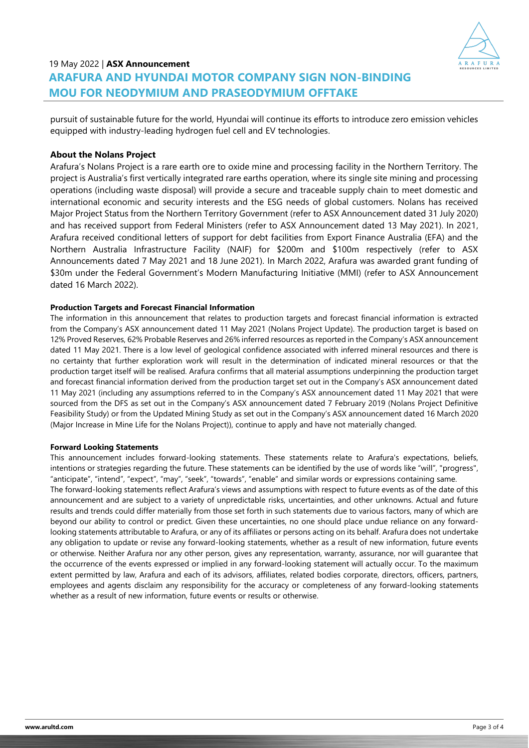pursuit of sustainable future for the world, Hyundai will continue its efforts to introduce zero emission vehicles equipped with industry-leading hydrogen fuel cell and EV technologies.

## About the Nolans Project

Arafura's Nolans Project is a rare earth ore to oxide mine and processing facility in the Northern Territory. The project is Australia's first vertically integrated rare earths operation, where its single site mining and processing operations (including waste disposal) will provide a secure and traceable supply chain to meet domestic and international economic and security interests and the ESG needs of global customers. Nolans has received Major Project Status from the Northern Territory Government (refer to ASX Announcement dated 31 July 2020) and has received support from Federal Ministers (refer to ASX Announcement dated 13 May 2021). In 2021, Arafura received conditional letters of support for debt facilities from Export Finance Australia (EFA) and the Northern Australia Infrastructure Facility (NAIF) for $200m and $100m respectively (refer to ASX Announcements dated 7 May 2021 and 18 June 2021). In March 2022, Arafura was awarded grant funding of $30m under the Federal Government's Modern Manufacturing Initiative (MMI) (refer to ASX Announcement dated 16 March 2022).

### Production Targets and Forecast Financial Information

The information in this announcement that relates to production targets and forecast financial information is extracted from the Company's ASX announcement dated 11 May 2021 (Nolans Project Update). The production target is based on 12% Proved Reserves, 62% Probable Reserves and 26% inferred resources as reported in the Company's ASX announcement dated 11 May 2021. There is a low level of geological confidence associated with inferred mineral resources and there is no certainty that further exploration work will result in the determination of indicated mineral resources or that the production target itself will be realised. Arafura confirms that all material assumptions underpinning the production target and forecast financial information derived from the production target set out in the Company's ASX announcement dated 11 May 2021 (including any assumptions referred to in the Company's ASX announcement dated 11 May 2021 that were sourced from the DFS as set out in the Company's ASX announcement dated 7 February 2019 (Nolans Project Definitive Feasibility Study) or from the Updated Mining Study as set out in the Company's ASX announcement dated 16 March 2020 (Major Increase in Mine Life for the Nolans Project)), continue to apply and have not materially changed.

### Forward Looking Statements

This announcement includes forward-looking statements. These statements relate to Arafura's expectations, beliefs, intentions or strategies regarding the future. These statements can be identified by the use of words like "will", "progress", "anticipate", "intend", "expect", "may", "seek", "towards", "enable" and similar words or expressions containing same.

The forward-looking statements reflect Arafura's views and assumptions with respect to future events as of the date of this announcement and are subject to a variety of unpredictable risks, uncertainties, and other unknowns. Actual and future results and trends could differ materially from those set forth in such statements due to various factors, many of which are beyond our ability to control or predict. Given these uncertainties, no one should place undue reliance on any forward-looking statements attributable to Arafura, or any of its affiliates or persons acting on its behalf. Arafura does not undertake any obligation to update or revise any forward-looking statements, whether as a result of new information, future events or otherwise. Neither Arafura nor any other person, gives any representation, warranty, assurance, nor will guarantee that the occurrence of the events expressed or implied in any forward-looking statement will actually occur. To the maximum extent permitted by law, Arafura and each of its advisors, affiliates, related bodies corporate, directors, officers, partners, employees and agents disclaim any responsibility for the accuracy or completeness of any forward-looking statements whether as a result of new information, future events or results or otherwise.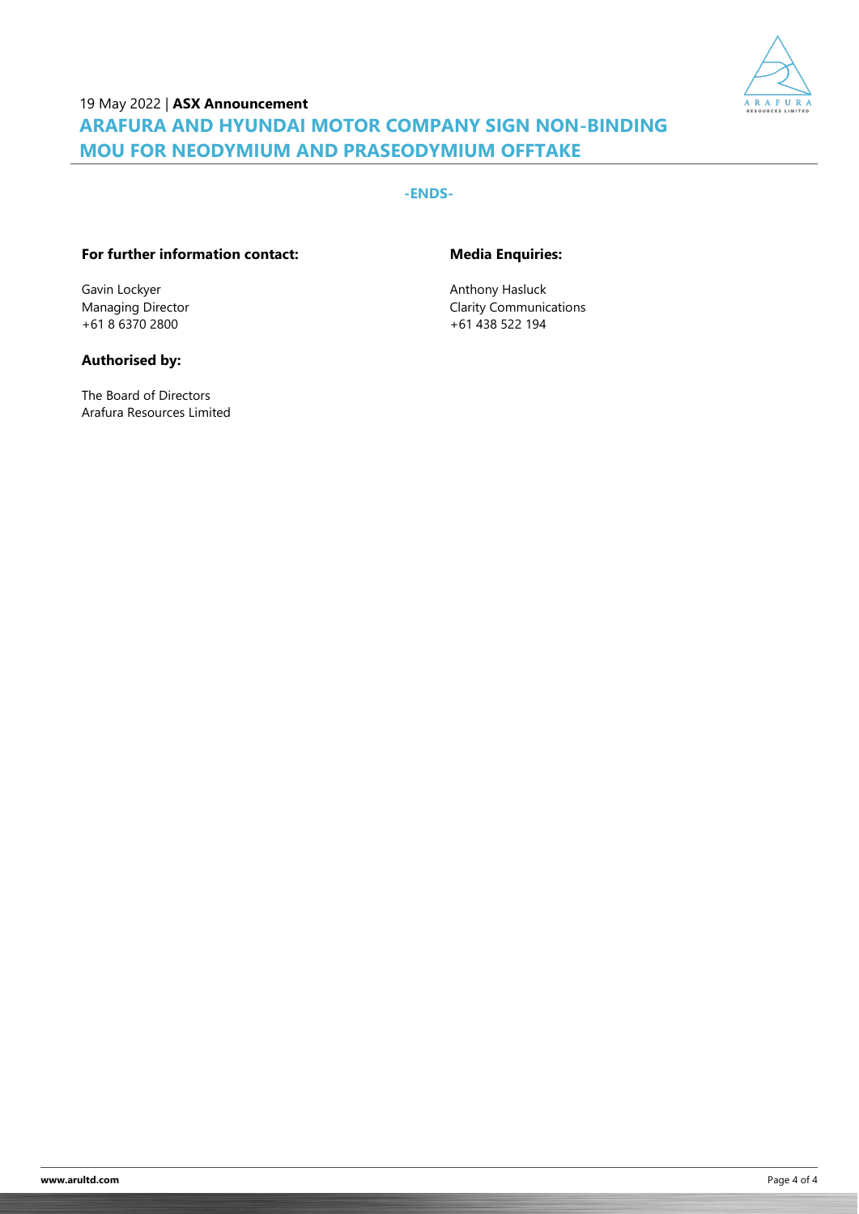**-ENDS-**

**For further information contact:**

Gavin Lockyer
Managing Director
+61 8 6370 2800

**Media Enquiries:**

Anthony Hasluck
Clarity Communications
+61 438 522 194

**Authorised by:**

The Board of Directors
Arafura Resources Limited